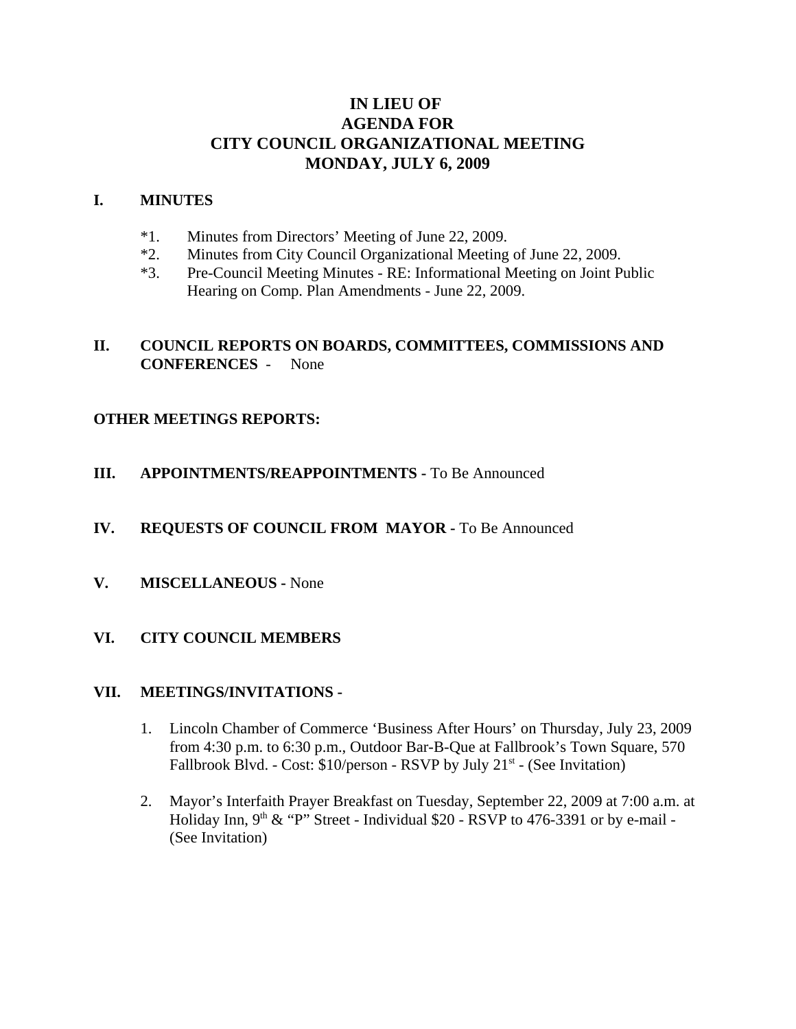# IN LIEU OF
# AGENDA FOR
# CITY COUNCIL ORGANIZATIONAL MEETING
# MONDAY, JULY 6, 2009

## I. MINUTES

*1. Minutes from Directors' Meeting of June 22, 2009.

*2. Minutes from City Council Organizational Meeting of June 22, 2009.

*3. Pre-Council Meeting Minutes - RE: Informational Meeting on Joint Public Hearing on Comp. Plan Amendments - June 22, 2009.

## II. COUNCIL REPORTS ON BOARDS, COMMITTEES, COMMISSIONS AND CONFERENCES - None

**OTHER MEETINGS REPORTS:**

## III. APPOINTMENTS/REAPPOINTMENTS - To Be Announced

## IV. REQUESTS OF COUNCIL FROM MAYOR - To Be Announced

## V. MISCELLANEOUS - None

## VI. CITY COUNCIL MEMBERS

## VII. MEETINGS/INVITATIONS -

1. Lincoln Chamber of Commerce 'Business After Hours' on Thursday, July 23, 2009 from 4:30 p.m. to 6:30 p.m., Outdoor Bar-B-Que at Fallbrook's Town Square, 570 Fallbrook Blvd. - Cost: $10/person - RSVP by July 21st - (See Invitation)

2. Mayor's Interfaith Prayer Breakfast on Tuesday, September 22, 2009 at 7:00 a.m. at Holiday Inn, 9th & "P" Street - Individual $20 - RSVP to 476-3391 or by e-mail - (See Invitation)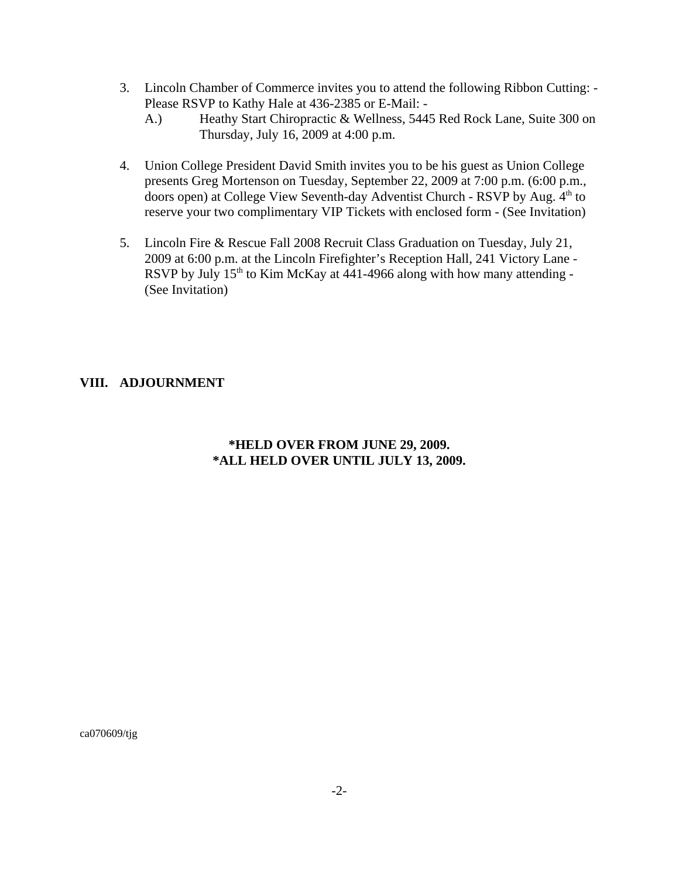3. Lincoln Chamber of Commerce invites you to attend the following Ribbon Cutting: - Please RSVP to Kathy Hale at 436-2385 or E-Mail: -
   A.) Heathy Start Chiropractic & Wellness, 5445 Red Rock Lane, Suite 300 on Thursday, July 16, 2009 at 4:00 p.m.

4. Union College President David Smith invites you to be his guest as Union College presents Greg Mortenson on Tuesday, September 22, 2009 at 7:00 p.m. (6:00 p.m., doors open) at College View Seventh-day Adventist Church - RSVP by Aug. 4th to reserve your two complimentary VIP Tickets with enclosed form - (See Invitation)

5. Lincoln Fire & Rescue Fall 2008 Recruit Class Graduation on Tuesday, July 21, 2009 at 6:00 p.m. at the Lincoln Firefighter's Reception Hall, 241 Victory Lane - RSVP by July 15th to Kim McKay at 441-4966 along with how many attending - (See Invitation)

## VIII. ADJOURNMENT

**\*HELD OVER FROM JUNE 29, 2009.**
**\*ALL HELD OVER UNTIL JULY 13, 2009.**

ca070609/tjg